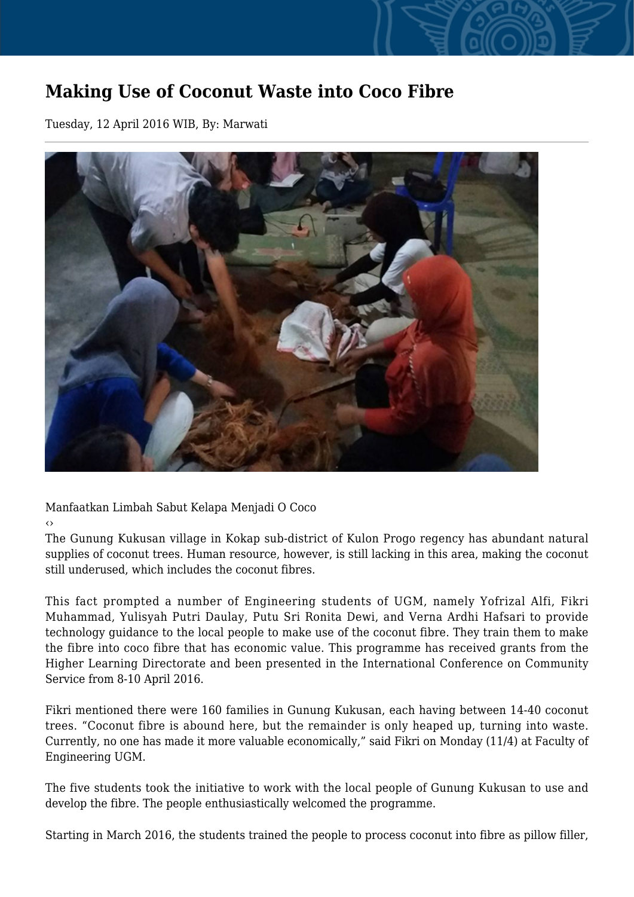# Making Use of Coconut Waste into Coco Fibre

Tuesday, 12 April 2016 WIB, By: Marwati

Manfaatkan Limbah Sabut Kelapa Menjadi O Coco

‹›

The Gunung Kukusan village in Kokap sub-district of Kulon Progo regency has abundant natural supplies of coconut trees. Human resource, however, is still lacking in this area, making the coconut still underused, which includes the coconut fibres.

This fact prompted a number of Engineering students of UGM, namely Yofrizal Alfi, Fikri Muhammad, Yulisyah Putri Daulay, Putu Sri Ronita Dewi, and Verna Ardhi Hafsari to provide technology guidance to the local people to make use of the coconut fibre. They train them to make the fibre into coco fibre that has economic value. This programme has received grants from the Higher Learning Directorate and been presented in the International Conference on Community Service from 8-10 April 2016.

Fikri mentioned there were 160 families in Gunung Kukusan, each having between 14-40 coconut trees. "Coconut fibre is abound here, but the remainder is only heaped up, turning into waste. Currently, no one has made it more valuable economically," said Fikri on Monday (11/4) at Faculty of Engineering UGM.

The five students took the initiative to work with the local people of Gunung Kukusan to use and develop the fibre. The people enthusiastically welcomed the programme.

Starting in March 2016, the students trained the people to process coconut into fibre as pillow filler,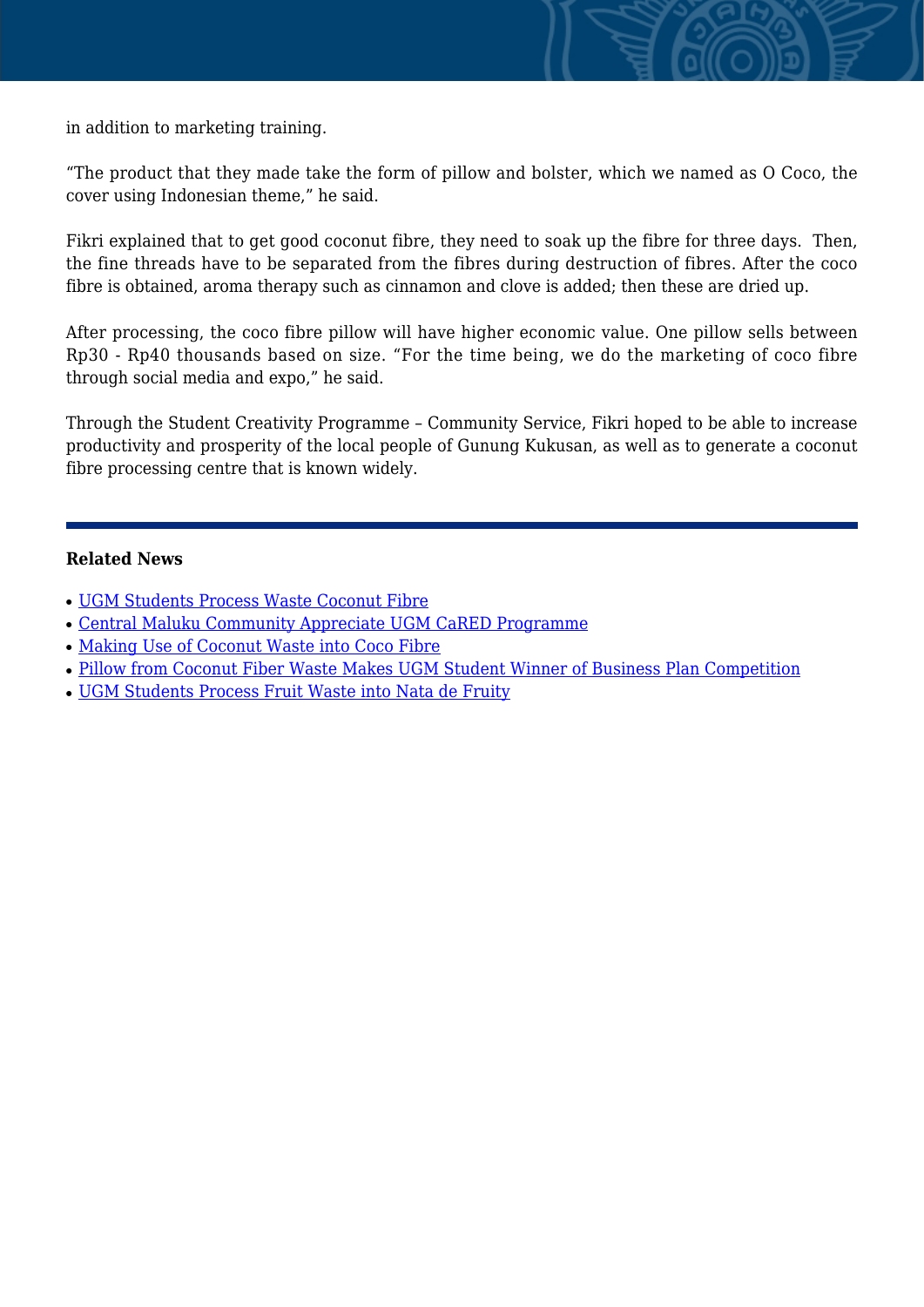in addition to marketing training.

“The product that they made take the form of pillow and bolster, which we named as O Coco, the cover using Indonesian theme,” he said.

Fikri explained that to get good coconut fibre, they need to soak up the fibre for three days. Then, the fine threads have to be separated from the fibres during destruction of fibres. After the coco fibre is obtained, aroma therapy such as cinnamon and clove is added; then these are dried up.

After processing, the coco fibre pillow will have higher economic value. One pillow sells between Rp30 - Rp40 thousands based on size. “For the time being, we do the marketing of coco fibre through social media and expo,” he said.

Through the Student Creativity Programme – Community Service, Fikri hoped to be able to increase productivity and prosperity of the local people of Gunung Kukusan, as well as to generate a coconut fibre processing centre that is known widely.

---

**Related News**

- UGM Students Process Waste Coconut Fibre
- Central Maluku Community Appreciate UGM CaRED Programme
- Making Use of Coconut Waste into Coco Fibre
- Pillow from Coconut Fiber Waste Makes UGM Student Winner of Business Plan Competition
- UGM Students Process Fruit Waste into Nata de Fruity